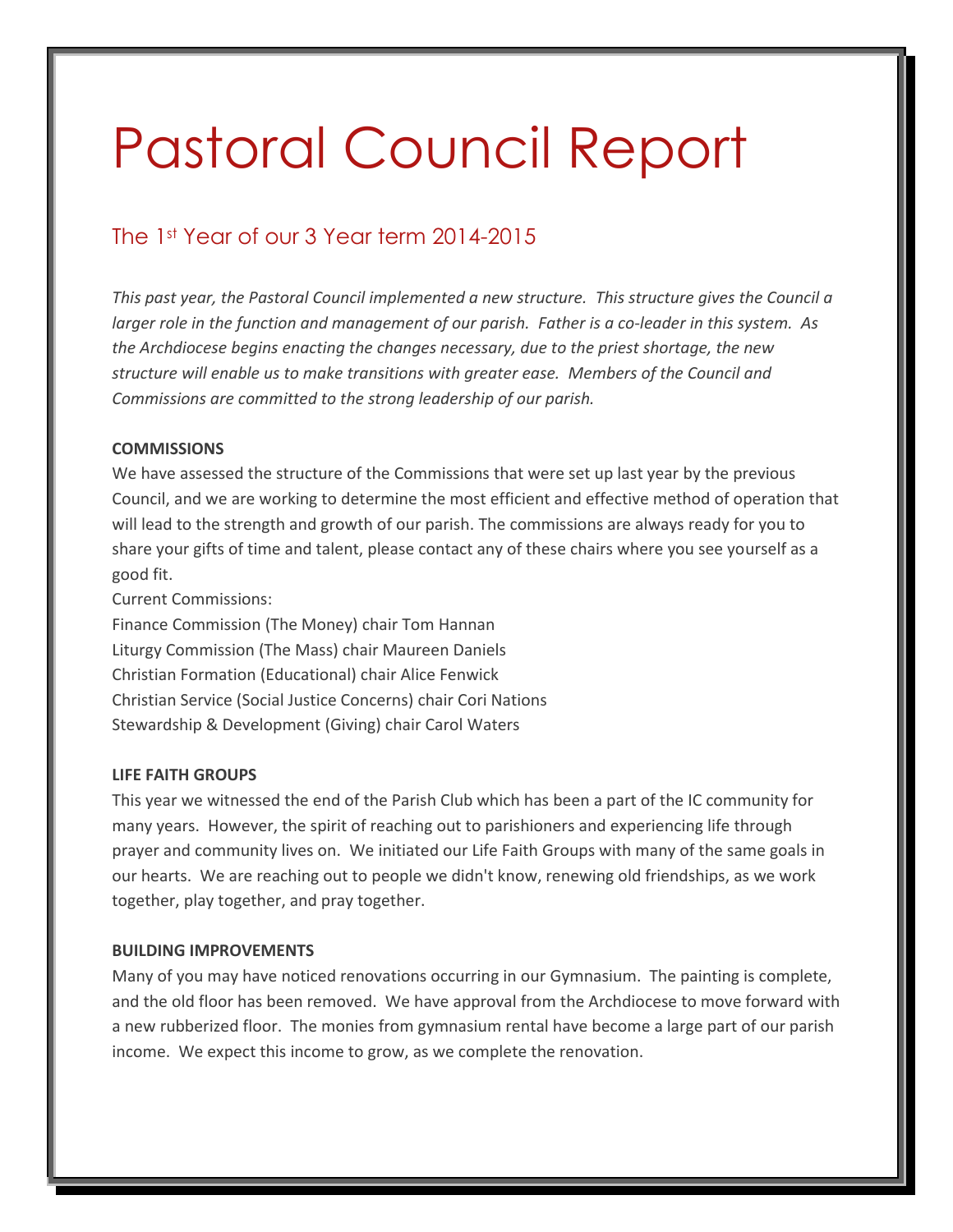# Pastoral Council Report

## The 1st Year of our 3 Year term 2014-2015

*This past year, the Pastoral Council implemented a new structure. This structure gives the Council a larger role in the function and management of our parish. Father is a co-leader in this system. As the Archdiocese begins enacting the changes necessary, due to the priest shortage, the new structure will enable us to make transitions with greater ease. Members of the Council and Commissions are committed to the strong leadership of our parish.*

**COMMISSIONS**

We have assessed the structure of the Commissions that were set up last year by the previous Council, and we are working to determine the most efficient and effective method of operation that will lead to the strength and growth of our parish. The commissions are always ready for you to share your gifts of time and talent, please contact any of these chairs where you see yourself as a good fit.

Current Commissions:
Finance Commission (The Money) chair Tom Hannan
Liturgy Commission (The Mass) chair Maureen Daniels
Christian Formation (Educational) chair Alice Fenwick
Christian Service (Social Justice Concerns) chair Cori Nations
Stewardship & Development (Giving) chair Carol Waters

**LIFE FAITH GROUPS**

This year we witnessed the end of the Parish Club which has been a part of the IC community for many years. However, the spirit of reaching out to parishioners and experiencing life through prayer and community lives on. We initiated our Life Faith Groups with many of the same goals in our hearts. We are reaching out to people we didn't know, renewing old friendships, as we work together, play together, and pray together.

**BUILDING IMPROVEMENTS**

Many of you may have noticed renovations occurring in our Gymnasium. The painting is complete, and the old floor has been removed. We have approval from the Archdiocese to move forward with a new rubberized floor. The monies from gymnasium rental have become a large part of our parish income. We expect this income to grow, as we complete the renovation.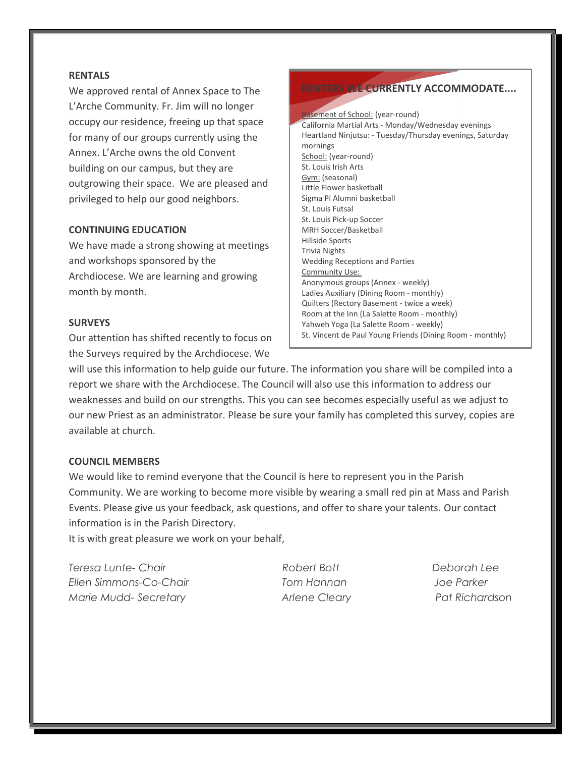## RENTALS

We approved rental of Annex Space to The L'Arche Community. Fr. Jim will no longer occupy our residence, freeing up that space for many of our groups currently using the Annex. L'Arche owns the old Convent building on our campus, but they are outgrowing their space. We are pleased and privileged to help our good neighbors.

## CONTINUING EDUCATION

We have made a strong showing at meetings and workshops sponsored by the Archdiocese. We are learning and growing month by month.

## SURVEYS

Our attention has shifted recently to focus on the Surveys required by the Archdiocese. We will use this information to help guide our future. The information you share will be compiled into a report we share with the Archdiocese. The Council will also use this information to address our weaknesses and build on our strengths. This you can see becomes especially useful as we adjust to our new Priest as an administrator. Please be sure your family has completed this survey, copies are available at church.

## RENTERS WE CURRENTLY ACCOMMODATE....

Basement of School: (year-round)
California Martial Arts - Monday/Wednesday evenings
Heartland Ninjutsu: - Tuesday/Thursday evenings, Saturday mornings
School: (year-round)
St. Louis Irish Arts
Gym: (seasonal)
Little Flower basketball
Sigma Pi Alumni basketball
St. Louis Futsal
St. Louis Pick-up Soccer
MRH Soccer/Basketball
Hillside Sports
Trivia Nights
Wedding Receptions and Parties
Community Use:
Anonymous groups (Annex - weekly)
Ladies Auxiliary (Dining Room - monthly)
Quilters (Rectory Basement - twice a week)
Room at the Inn (La Salette Room - monthly)
Yahweh Yoga (La Salette Room - weekly)
St. Vincent de Paul Young Friends (Dining Room - monthly)

## COUNCIL MEMBERS

We would like to remind everyone that the Council is here to represent you in the Parish Community. We are working to become more visible by wearing a small red pin at Mass and Parish Events. Please give us your feedback, ask questions, and offer to share your talents. Our contact information is in the Parish Directory.
It is with great pleasure we work on your behalf,

*Teresa Lunte- Chair*
*Ellen Simmons-Co-Chair*
*Marie Mudd- Secretary*
*Robert Bott*
*Tom Hannan*
*Arlene Cleary*
*Deborah Lee*
*Joe Parker*
*Pat Richardson*